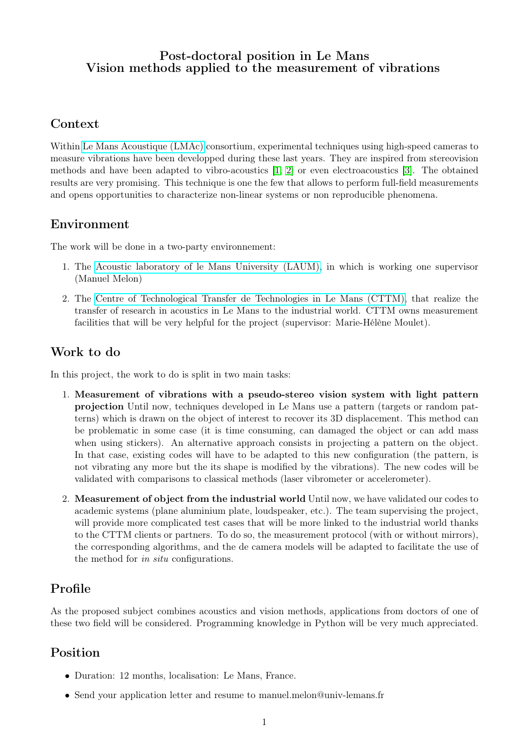# Post-doctoral position in Le Mans
# Vision methods applied to the measurement of vibrations

## Context

Within Le Mans Acoustique (LMAc) consortium, experimental techniques using high-speed cameras to measure vibrations have been developped during these last years. They are inspired from stereovision methods and have been adapted to vibro-acoustics [1, 2] or even electroacoustics [3]. The obtained results are very promising. This technique is one the few that allows to perform full-field measurements and opens opportunities to characterize non-linear systems or non reproducible phenomena.

## Environment

The work will be done in a two-party environnement:

1. The Acoustic laboratory of le Mans University (LAUM), in which is working one supervisor (Manuel Melon)
2. The Centre of Technological Transfer de Technologies in Le Mans (CTTM), that realize the transfer of research in acoustics in Le Mans to the industrial world. CTTM owns measurement facilities that will be very helpful for the project (supervisor: Marie-Hélène Moulet).

## Work to do

In this project, the work to do is split in two main tasks:

1. **Measurement of vibrations with a pseudo-stereo vision system with light pattern projection** Until now, techniques developed in Le Mans use a pattern (targets or random patterns) which is drawn on the object of interest to recover its 3D displacement. This method can be problematic in some case (it is time consuming, can damaged the object or can add mass when using stickers). An alternative approach consists in projecting a pattern on the object. In that case, existing codes will have to be adapted to this new configuration (the pattern, is not vibrating any more but the its shape is modified by the vibrations). The new codes will be validated with comparisons to classical methods (laser vibrometer or accelerometer).
2. **Measurement of object from the industrial world** Until now, we have validated our codes to academic systems (plane aluminium plate, loudspeaker, etc.). The team supervising the project, will provide more complicated test cases that will be more linked to the industrial world thanks to the CTTM clients or partners. To do so, the measurement protocol (with or without mirrors), the corresponding algorithms, and the de camera models will be adapted to facilitate the use of the method for *in situ* configurations.

## Profile

As the proposed subject combines acoustics and vision methods, applications from doctors of one of these two field will be considered. Programming knowledge in Python will be very much appreciated.

## Position

- Duration: 12 months, localisation: Le Mans, France.
- Send your application letter and resume to manuel.melon@univ-lemans.fr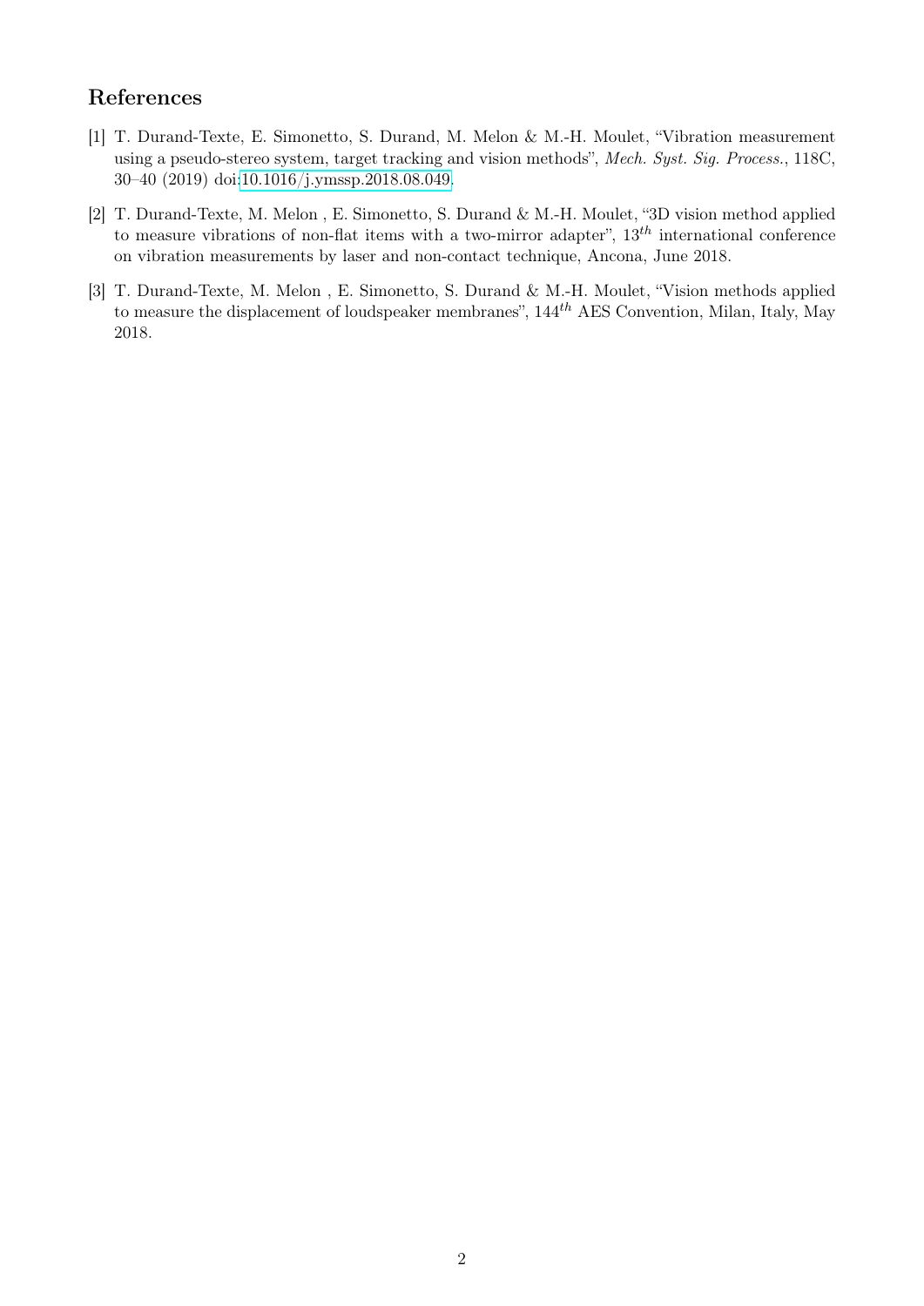## References

[1] T. Durand-Texte, E. Simonetto, S. Durand, M. Melon & M.-H. Moulet, "Vibration measurement using a pseudo-stereo system, target tracking and vision methods", *Mech. Syst. Sig. Process.*, 118C, 30–40 (2019) doi:10.1016/j.ymssp.2018.08.049.

[2] T. Durand-Texte, M. Melon , E. Simonetto, S. Durand & M.-H. Moulet, "3D vision method applied to measure vibrations of non-flat items with a two-mirror adapter", $13^{th}$ international conference on vibration measurements by laser and non-contact technique, Ancona, June 2018.

[3] T. Durand-Texte, M. Melon , E. Simonetto, S. Durand & M.-H. Moulet, "Vision methods applied to measure the displacement of loudspeaker membranes", $144^{th}$ AES Convention, Milan, Italy, May 2018.